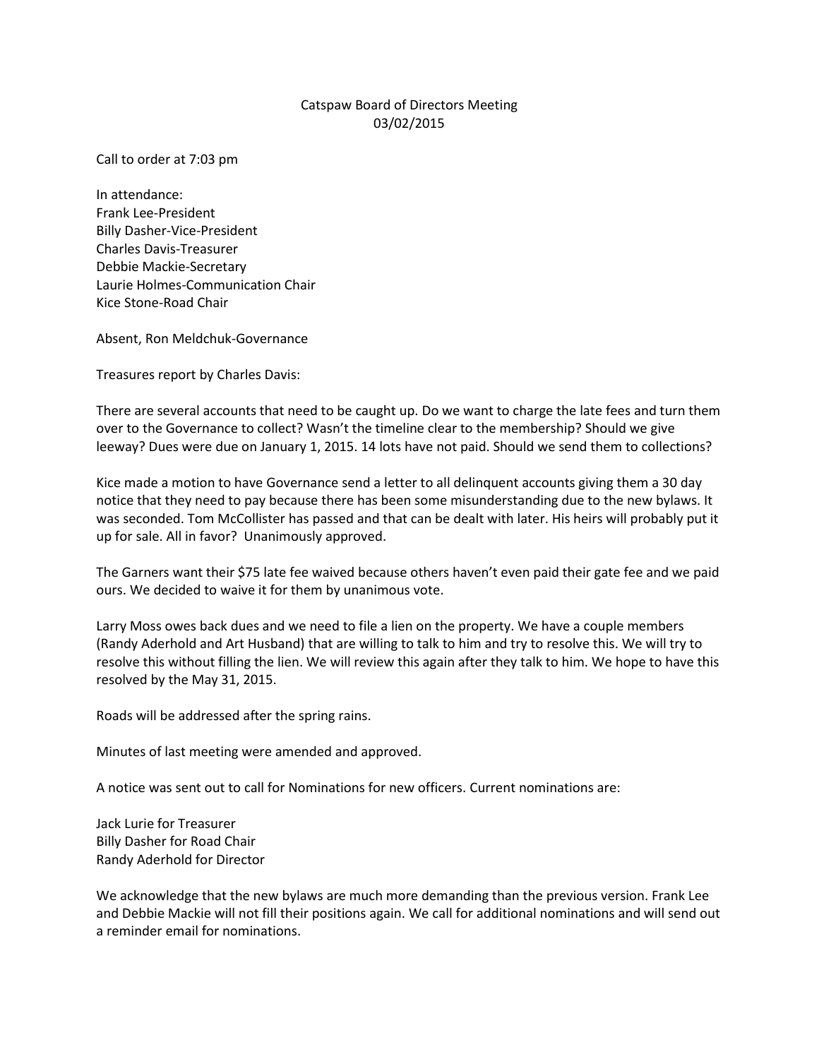# Catspaw Board of Directors Meeting
## 03/02/2015

Call to order at 7:03 pm

In attendance:
Frank Lee-President
Billy Dasher-Vice-President
Charles Davis-Treasurer
Debbie Mackie-Secretary
Laurie Holmes-Communication Chair
Kice Stone-Road Chair

Absent, Ron Meldchuk-Governance

Treasures report by Charles Davis:

There are several accounts that need to be caught up. Do we want to charge the late fees and turn them over to the Governance to collect? Wasn't the timeline clear to the membership? Should we give leeway? Dues were due on January 1, 2015. 14 lots have not paid. Should we send them to collections?

Kice made a motion to have Governance send a letter to all delinquent accounts giving them a 30 day notice that they need to pay because there has been some misunderstanding due to the new bylaws. It was seconded. Tom McCollister has passed and that can be dealt with later. His heirs will probably put it up for sale. All in favor? Unanimously approved.

The Garners want their $75 late fee waived because others haven't even paid their gate fee and we paid ours. We decided to waive it for them by unanimous vote.

Larry Moss owes back dues and we need to file a lien on the property. We have a couple members (Randy Aderhold and Art Husband) that are willing to talk to him and try to resolve this. We will try to resolve this without filling the lien. We will review this again after they talk to him. We hope to have this resolved by the May 31, 2015.

Roads will be addressed after the spring rains.

Minutes of last meeting were amended and approved.

A notice was sent out to call for Nominations for new officers. Current nominations are:

Jack Lurie for Treasurer
Billy Dasher for Road Chair
Randy Aderhold for Director

We acknowledge that the new bylaws are much more demanding than the previous version. Frank Lee and Debbie Mackie will not fill their positions again. We call for additional nominations and will send out a reminder email for nominations.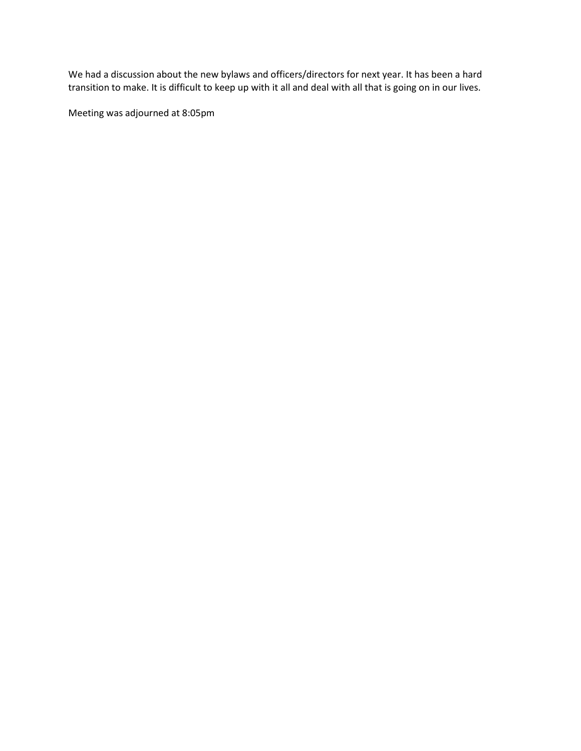We had a discussion about the new bylaws and officers/directors for next year. It has been a hard transition to make. It is difficult to keep up with it all and deal with all that is going on in our lives.

Meeting was adjourned at 8:05pm